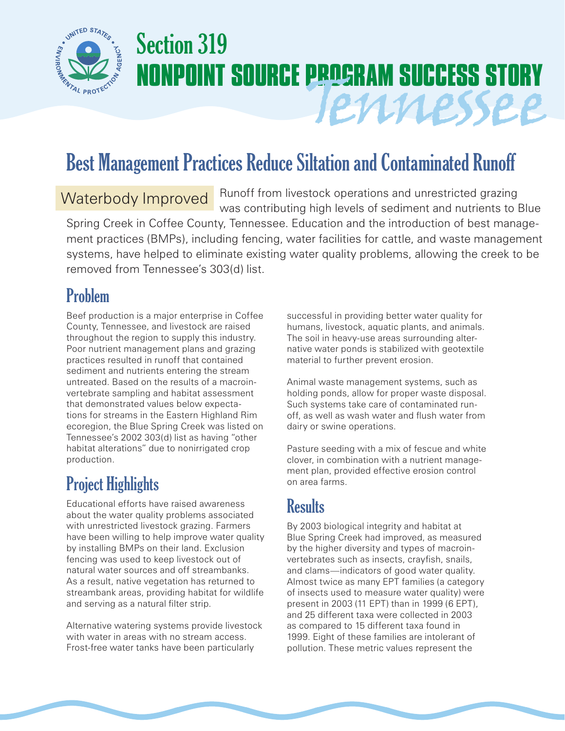# Section 319 NONPOINT SOURCE PROGRAM SUCCESS STORY

## Tennessee

# Best Management Practices Reduce Siltation and Contaminated Runoff

**Waterbody Improved** Runoff from livestock operations and unrestricted grazing was contributing high levels of sediment and nutrients to Blue Spring Creek in Coffee County, Tennessee. Education and the introduction of best management practices (BMPs), including fencing, water facilities for cattle, and waste management systems, have helped to eliminate existing water quality problems, allowing the creek to be removed from Tennessee's 303(d) list.

## Problem

Beef production is a major enterprise in Coffee County, Tennessee, and livestock are raised throughout the region to supply this industry. Poor nutrient management plans and grazing practices resulted in runoff that contained sediment and nutrients entering the stream untreated. Based on the results of a macroinvertebrate sampling and habitat assessment that demonstrated values below expectations for streams in the Eastern Highland Rim ecoregion, the Blue Spring Creek was listed on Tennessee's 2002 303(d) list as having "other habitat alterations" due to nonirrigated crop production.

## Project Highlights

Educational efforts have raised awareness about the water quality problems associated with unrestricted livestock grazing. Farmers have been willing to help improve water quality by installing BMPs on their land. Exclusion fencing was used to keep livestock out of natural water sources and off streambanks. As a result, native vegetation has returned to streambank areas, providing habitat for wildlife and serving as a natural filter strip.

Alternative watering systems provide livestock with water in areas with no stream access. Frost-free water tanks have been particularly successful in providing better water quality for humans, livestock, aquatic plants, and animals. The soil in heavy-use areas surrounding alternative water ponds is stabilized with geotextile material to further prevent erosion.

Animal waste management systems, such as holding ponds, allow for proper waste disposal. Such systems take care of contaminated runoff, as well as wash water and flush water from dairy or swine operations.

Pasture seeding with a mix of fescue and white clover, in combination with a nutrient management plan, provided effective erosion control on area farms.

## Results

By 2003 biological integrity and habitat at Blue Spring Creek had improved, as measured by the higher diversity and types of macroinvertebrates such as insects, crayfish, snails, and clams—indicators of good water quality. Almost twice as many EPT families (a category of insects used to measure water quality) were present in 2003 (11 EPT) than in 1999 (6 EPT), and 25 different taxa were collected in 2003 as compared to 15 different taxa found in 1999. Eight of these families are intolerant of pollution. These metric values represent the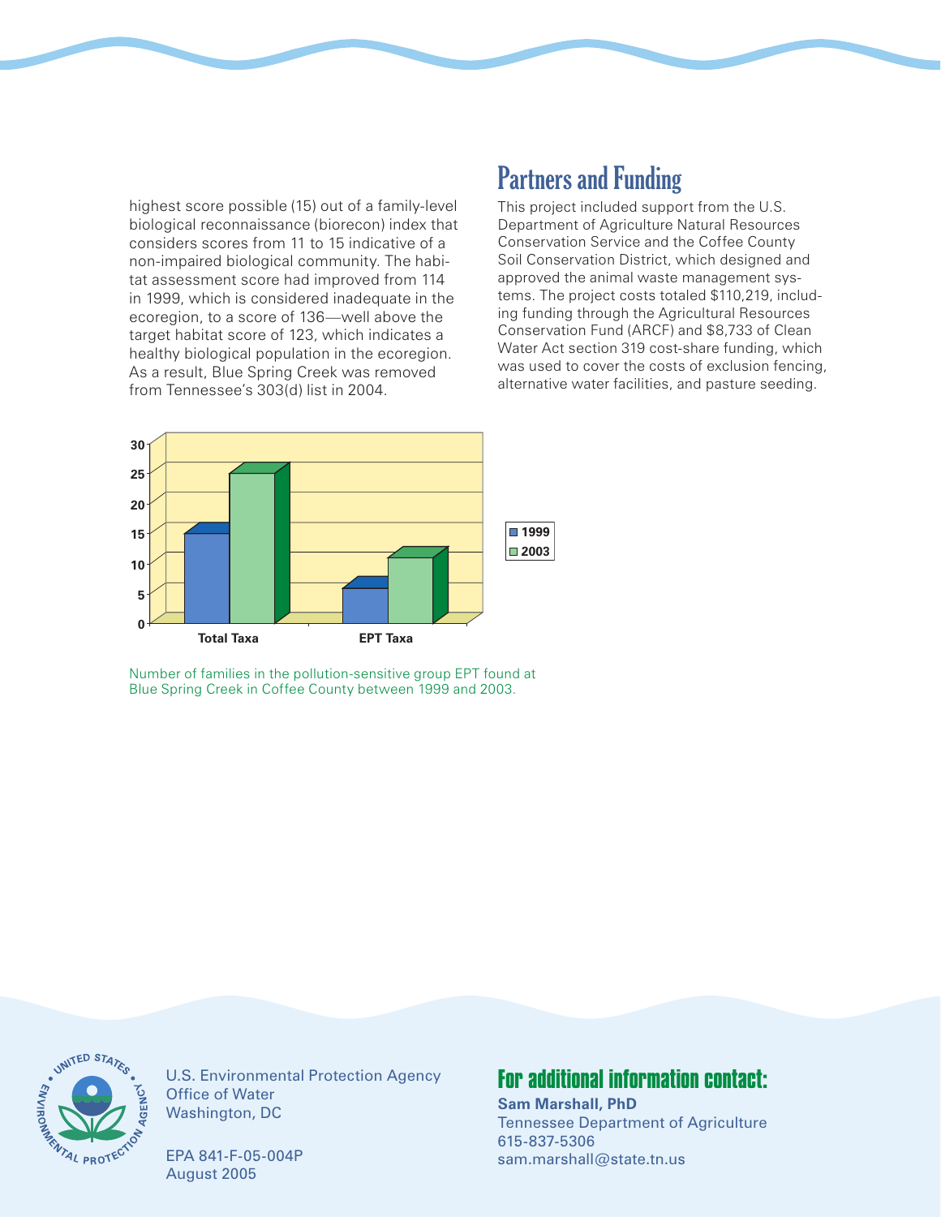highest score possible (15) out of a family-level biological reconnaissance (biorecon) index that considers scores from 11 to 15 indicative of a non-impaired biological community. The habitat assessment score had improved from 114 in 1999, which is considered inadequate in the ecoregion, to a score of 136—well above the target habitat score of 123, which indicates a healthy biological population in the ecoregion. As a result, Blue Spring Creek was removed from Tennessee's 303(d) list in 2004.

## Partners and Funding

This project included support from the U.S. Department of Agriculture Natural Resources Conservation Service and the Coffee County Soil Conservation District, which designed and approved the animal waste management systems. The project costs totaled $110,219, including funding through the Agricultural Resources Conservation Fund (ARCF) and $8,733 of Clean Water Act section 319 cost-share funding, which was used to cover the costs of exclusion fencing, alternative water facilities, and pasture seeding.

30
25
20
15
10
5
0
Total Taxa
EPT Taxa
1999
2003

Number of families in the pollution-sensitive group EPT found at Blue Spring Creek in Coffee County between 1999 and 2003.

U.S. Environmental Protection Agency
Office of Water
Washington, DC

EPA 841-F-05-004P
August 2005

## For additional information contact:

**Sam Marshall, PhD**
Tennessee Department of Agriculture
615-837-5306
sam.marshall@state.tn.us